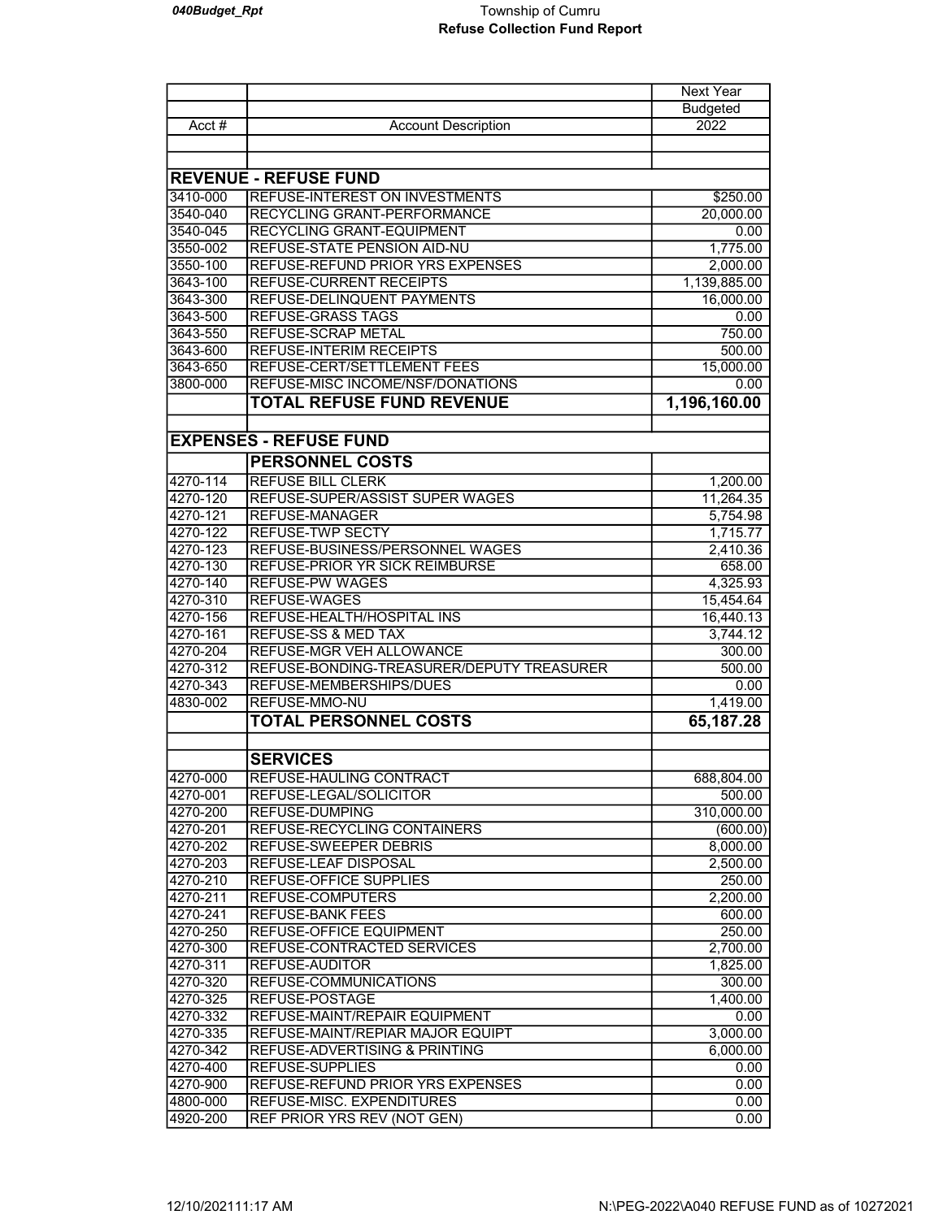# Township of Cumru
## Refuse Collection Fund Report

| Acct # | Account Description | Next Year Budgeted 2022 |
|---|---|---|
| | | |
| | | |
| | **REVENUE - REFUSE FUND** | |
| 3410-000 | REFUSE-INTEREST ON INVESTMENTS | $250.00 |
| 3540-040 | RECYCLING GRANT-PERFORMANCE | 20,000.00 |
| 3540-045 | RECYCLING GRANT-EQUIPMENT | 0.00 |
| 3550-002 | REFUSE-STATE PENSION AID-NU | 1,775.00 |
| 3550-100 | REFUSE-REFUND PRIOR YRS EXPENSES | 2,000.00 |
| 3643-100 | REFUSE-CURRENT RECEIPTS | 1,139,885.00 |
| 3643-300 | REFUSE-DELINQUENT PAYMENTS | 16,000.00 |
| 3643-500 | REFUSE-GRASS TAGS | 0.00 |
| 3643-550 | REFUSE-SCRAP METAL | 750.00 |
| 3643-600 | REFUSE-INTERIM RECEIPTS | 500.00 |
| 3643-650 | REFUSE-CERT/SETTLEMENT FEES | 15,000.00 |
| 3800-000 | REFUSE-MISC INCOME/NSF/DONATIONS | 0.00 |
| | **TOTAL REFUSE FUND REVENUE** | **1,196,160.00** |
| | | |
| | **EXPENSES - REFUSE FUND** | |
| | **PERSONNEL COSTS** | |
| 4270-114 | REFUSE BILL CLERK | 1,200.00 |
| 4270-120 | REFUSE-SUPER/ASSIST SUPER WAGES | 11,264.35 |
| 4270-121 | REFUSE-MANAGER | 5,754.98 |
| 4270-122 | REFUSE-TWP SECTY | 1,715.77 |
| 4270-123 | REFUSE-BUSINESS/PERSONNEL WAGES | 2,410.36 |
| 4270-130 | REFUSE-PRIOR YR SICK REIMBURSE | 658.00 |
| 4270-140 | REFUSE-PW WAGES | 4,325.93 |
| 4270-310 | REFUSE-WAGES | 15,454.64 |
| 4270-156 | REFUSE-HEALTH/HOSPITAL INS | 16,440.13 |
| 4270-161 | REFUSE-SS & MED TAX | 3,744.12 |
| 4270-204 | REFUSE-MGR VEH ALLOWANCE | 300.00 |
| 4270-312 | REFUSE-BONDING-TREASURER/DEPUTY TREASURER | 500.00 |
| 4270-343 | REFUSE-MEMBERSHIPS/DUES | 0.00 |
| 4830-002 | REFUSE-MMO-NU | 1,419.00 |
| | **TOTAL PERSONNEL COSTS** | **65,187.28** |
| | | |
| | **SERVICES** | |
| 4270-000 | REFUSE-HAULING CONTRACT | 688,804.00 |
| 4270-001 | REFUSE-LEGAL/SOLICITOR | 500.00 |
| 4270-200 | REFUSE-DUMPING | 310,000.00 |
| 4270-201 | REFUSE-RECYCLING CONTAINERS | (600.00) |
| 4270-202 | REFUSE-SWEEPER DEBRIS | 8,000.00 |
| 4270-203 | REFUSE-LEAF DISPOSAL | 2,500.00 |
| 4270-210 | REFUSE-OFFICE SUPPLIES | 250.00 |
| 4270-211 | REFUSE-COMPUTERS | 2,200.00 |
| 4270-241 | REFUSE-BANK FEES | 600.00 |
| 4270-250 | REFUSE-OFFICE EQUIPMENT | 250.00 |
| 4270-300 | REFUSE-CONTRACTED SERVICES | 2,700.00 |
| 4270-311 | REFUSE-AUDITOR | 1,825.00 |
| 4270-320 | REFUSE-COMMUNICATIONS | 300.00 |
| 4270-325 | REFUSE-POSTAGE | 1,400.00 |
| 4270-332 | REFUSE-MAINT/REPAIR EQUIPMENT | 0.00 |
| 4270-335 | REFUSE-MAINT/REPIAR MAJOR EQUIPT | 3,000.00 |
| 4270-342 | REFUSE-ADVERTISING & PRINTING | 6,000.00 |
| 4270-400 | REFUSE-SUPPLIES | 0.00 |
| 4270-900 | REFUSE-REFUND PRIOR YRS EXPENSES | 0.00 |
| 4800-000 | REFUSE-MISC. EXPENDITURES | 0.00 |
| 4920-200 | REF PRIOR YRS REV (NOT GEN) | 0.00 |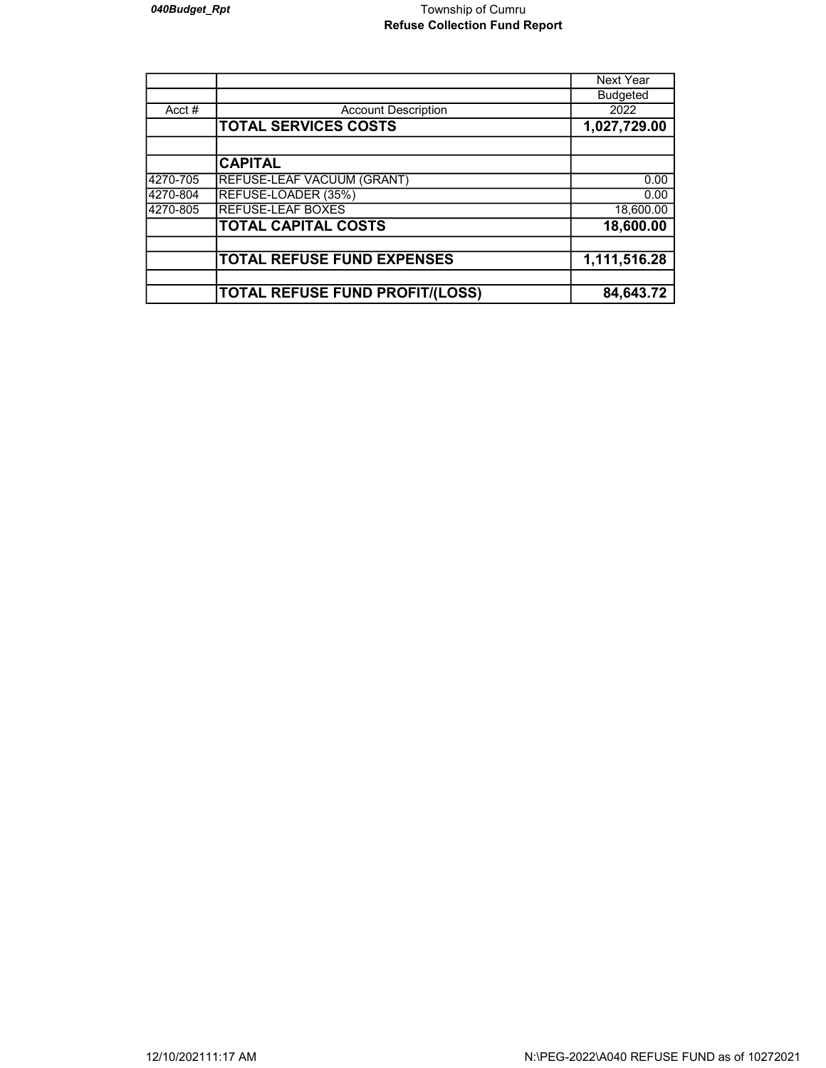Township of Cumru
**Refuse Collection Fund Report**

| | | Next Year |
|---|---|---|
| | | Budgeted |
| Acct # | Account Description | 2022 |
| | **TOTAL SERVICES COSTS** | **1,027,729.00** |
| | | |
| | **CAPITAL** | |
| 4270-705 | REFUSE-LEAF VACUUM (GRANT) | 0.00 |
| 4270-804 | REFUSE-LOADER (35%) | 0.00 |
| 4270-805 | REFUSE-LEAF BOXES | 18,600.00 |
| | **TOTAL CAPITAL COSTS** | **18,600.00** |
| | | |
| | **TOTAL REFUSE FUND EXPENSES** | **1,111,516.28** |
| | | |
| | **TOTAL REFUSE FUND PROFIT/(LOSS)** | **84,643.72** |